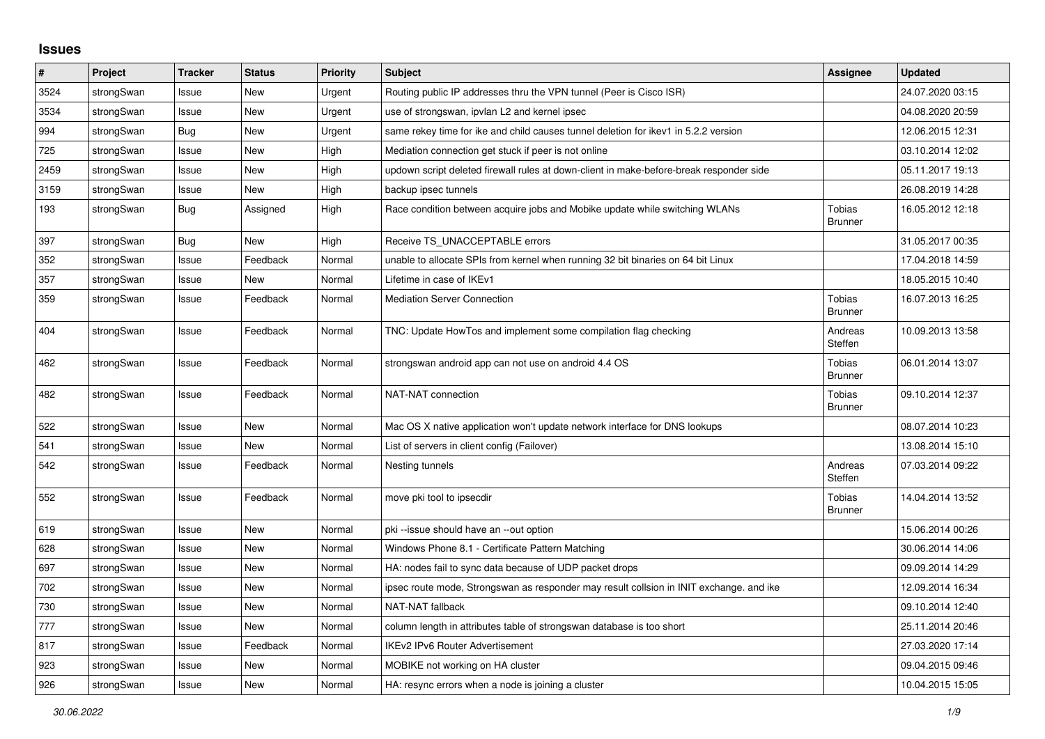# Issues

| # | Project | Tracker | Status | Priority | Subject | Assignee | Updated |
|---|---|---|---|---|---|---|---|
| 3524 | strongSwan | Issue | New | Urgent | Routing public IP addresses thru the VPN tunnel (Peer is Cisco ISR) | | 24.07.2020 03:15 |
| 3534 | strongSwan | Issue | New | Urgent | use of strongswan, ipvlan L2 and kernel ipsec | | 04.08.2020 20:59 |
| 994 | strongSwan | Bug | New | Urgent | same rekey time for ike and child causes tunnel deletion for ikev1 in 5.2.2 version | | 12.06.2015 12:31 |
| 725 | strongSwan | Issue | New | High | Mediation connection get stuck if peer is not online | | 03.10.2014 12:02 |
| 2459 | strongSwan | Issue | New | High | updown script deleted firewall rules at down-client in make-before-break responder side | | 05.11.2017 19:13 |
| 3159 | strongSwan | Issue | New | High | backup ipsec tunnels | | 26.08.2019 14:28 |
| 193 | strongSwan | Bug | Assigned | High | Race condition between acquire jobs and Mobike update while switching WLANs | Tobias Brunner | 16.05.2012 12:18 |
| 397 | strongSwan | Bug | New | High | Receive TS_UNACCEPTABLE errors | | 31.05.2017 00:35 |
| 352 | strongSwan | Issue | Feedback | Normal | unable to allocate SPIs from kernel when running 32 bit binaries on 64 bit Linux | | 17.04.2018 14:59 |
| 357 | strongSwan | Issue | New | Normal | Lifetime in case of IKEv1 | | 18.05.2015 10:40 |
| 359 | strongSwan | Issue | Feedback | Normal | Mediation Server Connection | Tobias Brunner | 16.07.2013 16:25 |
| 404 | strongSwan | Issue | Feedback | Normal | TNC: Update HowTos and implement some compilation flag checking | Andreas Steffen | 10.09.2013 13:58 |
| 462 | strongSwan | Issue | Feedback | Normal | strongswan android app can not use on android 4.4 OS | Tobias Brunner | 06.01.2014 13:07 |
| 482 | strongSwan | Issue | Feedback | Normal | NAT-NAT connection | Tobias Brunner | 09.10.2014 12:37 |
| 522 | strongSwan | Issue | New | Normal | Mac OS X native application won't update network interface for DNS lookups | | 08.07.2014 10:23 |
| 541 | strongSwan | Issue | New | Normal | List of servers in client config (Failover) | | 13.08.2014 15:10 |
| 542 | strongSwan | Issue | Feedback | Normal | Nesting tunnels | Andreas Steffen | 07.03.2014 09:22 |
| 552 | strongSwan | Issue | Feedback | Normal | move pki tool to ipsecdir | Tobias Brunner | 14.04.2014 13:52 |
| 619 | strongSwan | Issue | New | Normal | pki --issue should have an --out option | | 15.06.2014 00:26 |
| 628 | strongSwan | Issue | New | Normal | Windows Phone 8.1 - Certificate Pattern Matching | | 30.06.2014 14:06 |
| 697 | strongSwan | Issue | New | Normal | HA: nodes fail to sync data because of UDP packet drops | | 09.09.2014 14:29 |
| 702 | strongSwan | Issue | New | Normal | ipsec route mode, Strongswan as responder may result collsion in INIT exchange. and ike | | 12.09.2014 16:34 |
| 730 | strongSwan | Issue | New | Normal | NAT-NAT fallback | | 09.10.2014 12:40 |
| 777 | strongSwan | Issue | New | Normal | column length in attributes table of strongswan database is too short | | 25.11.2014 20:46 |
| 817 | strongSwan | Issue | Feedback | Normal | IKEv2 IPv6 Router Advertisement | | 27.03.2020 17:14 |
| 923 | strongSwan | Issue | New | Normal | MOBIKE not working on HA cluster | | 09.04.2015 09:46 |
| 926 | strongSwan | Issue | New | Normal | HA: resync errors when a node is joining a cluster | | 10.04.2015 15:05 |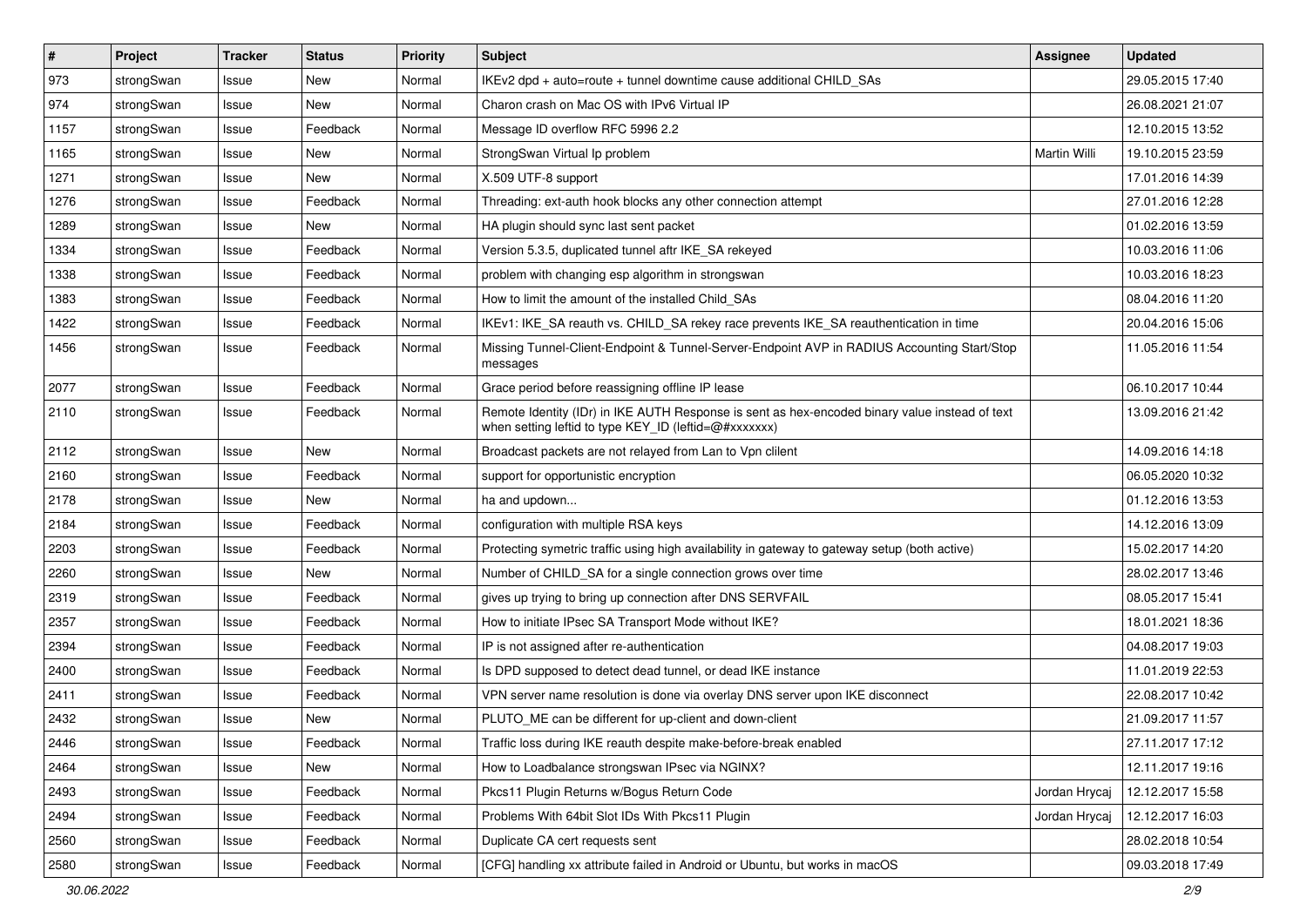| # | Project | Tracker | Status | Priority | Subject | Assignee | Updated |
|---|---|---|---|---|---|---|---|
| 973 | strongSwan | Issue | New | Normal | IKEv2 dpd + auto=route + tunnel downtime cause additional CHILD_SAs | | 29.05.2015 17:40 |
| 974 | strongSwan | Issue | New | Normal | Charon crash on Mac OS with IPv6 Virtual IP | | 26.08.2021 21:07 |
| 1157 | strongSwan | Issue | Feedback | Normal | Message ID overflow RFC 5996 2.2 | | 12.10.2015 13:52 |
| 1165 | strongSwan | Issue | New | Normal | StrongSwan Virtual Ip problem | Martin Willi | 19.10.2015 23:59 |
| 1271 | strongSwan | Issue | New | Normal | X.509 UTF-8 support | | 17.01.2016 14:39 |
| 1276 | strongSwan | Issue | Feedback | Normal | Threading: ext-auth hook blocks any other connection attempt | | 27.01.2016 12:28 |
| 1289 | strongSwan | Issue | New | Normal | HA plugin should sync last sent packet | | 01.02.2016 13:59 |
| 1334 | strongSwan | Issue | Feedback | Normal | Version 5.3.5, duplicated tunnel aftr IKE_SA rekeyed | | 10.03.2016 11:06 |
| 1338 | strongSwan | Issue | Feedback | Normal | problem with changing esp algorithm in strongswan | | 10.03.2016 18:23 |
| 1383 | strongSwan | Issue | Feedback | Normal | How to limit the amount of the installed Child_SAs | | 08.04.2016 11:20 |
| 1422 | strongSwan | Issue | Feedback | Normal | IKEv1: IKE_SA reauth vs. CHILD_SA rekey race prevents IKE_SA reauthentication in time | | 20.04.2016 15:06 |
| 1456 | strongSwan | Issue | Feedback | Normal | Missing Tunnel-Client-Endpoint & Tunnel-Server-Endpoint AVP in RADIUS Accounting Start/Stop messages | | 11.05.2016 11:54 |
| 2077 | strongSwan | Issue | Feedback | Normal | Grace period before reassigning offline IP lease | | 06.10.2017 10:44 |
| 2110 | strongSwan | Issue | Feedback | Normal | Remote Identity (IDr) in IKE AUTH Response is sent as hex-encoded binary value instead of text when setting leftid to type KEY_ID (leftid=@#xxxxxxx) | | 13.09.2016 21:42 |
| 2112 | strongSwan | Issue | New | Normal | Broadcast packets are not relayed from Lan to Vpn clilent | | 14.09.2016 14:18 |
| 2160 | strongSwan | Issue | Feedback | Normal | support for opportunistic encryption | | 06.05.2020 10:32 |
| 2178 | strongSwan | Issue | New | Normal | ha and updown... | | 01.12.2016 13:53 |
| 2184 | strongSwan | Issue | Feedback | Normal | configuration with multiple RSA keys | | 14.12.2016 13:09 |
| 2203 | strongSwan | Issue | Feedback | Normal | Protecting symetric traffic using high availability in gateway to gateway setup (both active) | | 15.02.2017 14:20 |
| 2260 | strongSwan | Issue | New | Normal | Number of CHILD_SA for a single connection grows over time | | 28.02.2017 13:46 |
| 2319 | strongSwan | Issue | Feedback | Normal | gives up trying to bring up connection after DNS SERVFAIL | | 08.05.2017 15:41 |
| 2357 | strongSwan | Issue | Feedback | Normal | How to initiate IPsec SA Transport Mode without IKE? | | 18.01.2021 18:36 |
| 2394 | strongSwan | Issue | Feedback | Normal | IP is not assigned after re-authentication | | 04.08.2017 19:03 |
| 2400 | strongSwan | Issue | Feedback | Normal | Is DPD supposed to detect dead tunnel, or dead IKE instance | | 11.01.2019 22:53 |
| 2411 | strongSwan | Issue | Feedback | Normal | VPN server name resolution is done via overlay DNS server upon IKE disconnect | | 22.08.2017 10:42 |
| 2432 | strongSwan | Issue | New | Normal | PLUTO_ME can be different for up-client and down-client | | 21.09.2017 11:57 |
| 2446 | strongSwan | Issue | Feedback | Normal | Traffic loss during IKE reauth despite make-before-break enabled | | 27.11.2017 17:12 |
| 2464 | strongSwan | Issue | New | Normal | How to Loadbalance strongswan IPsec via NGINX? | | 12.11.2017 19:16 |
| 2493 | strongSwan | Issue | Feedback | Normal | Pkcs11 Plugin Returns w/Bogus Return Code | Jordan Hrycaj | 12.12.2017 15:58 |
| 2494 | strongSwan | Issue | Feedback | Normal | Problems With 64bit Slot IDs With Pkcs11 Plugin | Jordan Hrycaj | 12.12.2017 16:03 |
| 2560 | strongSwan | Issue | Feedback | Normal | Duplicate CA cert requests sent | | 28.02.2018 10:54 |
| 2580 | strongSwan | Issue | Feedback | Normal | [CFG] handling xx attribute failed in Android or Ubuntu, but works in macOS | | 09.03.2018 17:49 |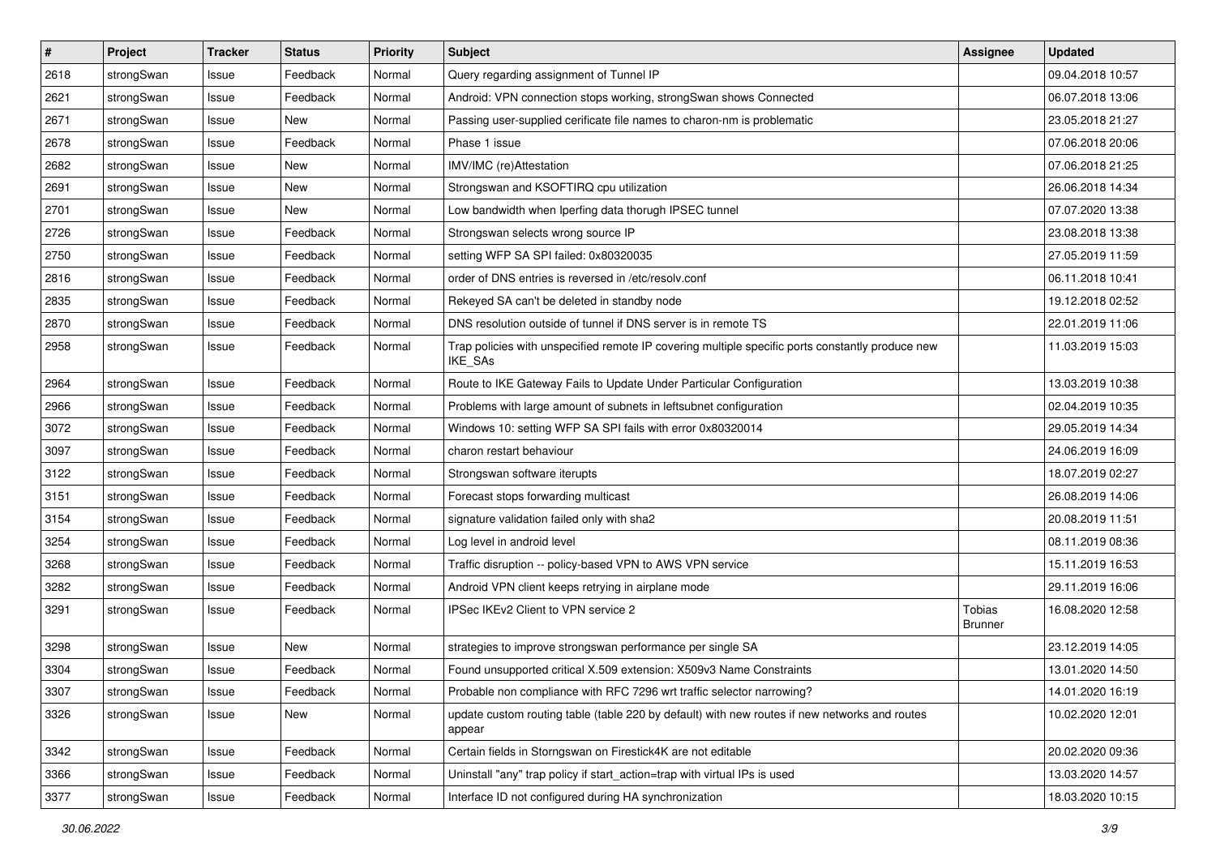| # | Project | Tracker | Status | Priority | Subject | Assignee | Updated |
|---|---|---|---|---|---|---|---|
| 2618 | strongSwan | Issue | Feedback | Normal | Query regarding assignment of Tunnel IP | | 09.04.2018 10:57 |
| 2621 | strongSwan | Issue | Feedback | Normal | Android: VPN connection stops working, strongSwan shows Connected | | 06.07.2018 13:06 |
| 2671 | strongSwan | Issue | New | Normal | Passing user-supplied cerificate file names to charon-nm is problematic | | 23.05.2018 21:27 |
| 2678 | strongSwan | Issue | Feedback | Normal | Phase 1 issue | | 07.06.2018 20:06 |
| 2682 | strongSwan | Issue | New | Normal | IMV/IMC (re)Attestation | | 07.06.2018 21:25 |
| 2691 | strongSwan | Issue | New | Normal | Strongswan and KSOFTIRQ cpu utilization | | 26.06.2018 14:34 |
| 2701 | strongSwan | Issue | New | Normal | Low bandwidth when Iperfing data thorugh IPSEC tunnel | | 07.07.2020 13:38 |
| 2726 | strongSwan | Issue | Feedback | Normal | Strongswan selects wrong source IP | | 23.08.2018 13:38 |
| 2750 | strongSwan | Issue | Feedback | Normal | setting WFP SA SPI failed: 0x80320035 | | 27.05.2019 11:59 |
| 2816 | strongSwan | Issue | Feedback | Normal | order of DNS entries is reversed in /etc/resolv.conf | | 06.11.2018 10:41 |
| 2835 | strongSwan | Issue | Feedback | Normal | Rekeyed SA can't be deleted in standby node | | 19.12.2018 02:52 |
| 2870 | strongSwan | Issue | Feedback | Normal | DNS resolution outside of tunnel if DNS server is in remote TS | | 22.01.2019 11:06 |
| 2958 | strongSwan | Issue | Feedback | Normal | Trap policies with unspecified remote IP covering multiple specific ports constantly produce new IKE_SAs | | 11.03.2019 15:03 |
| 2964 | strongSwan | Issue | Feedback | Normal | Route to IKE Gateway Fails to Update Under Particular Configuration | | 13.03.2019 10:38 |
| 2966 | strongSwan | Issue | Feedback | Normal | Problems with large amount of subnets in leftsubnet configuration | | 02.04.2019 10:35 |
| 3072 | strongSwan | Issue | Feedback | Normal | Windows 10: setting WFP SA SPI fails with error 0x80320014 | | 29.05.2019 14:34 |
| 3097 | strongSwan | Issue | Feedback | Normal | charon restart behaviour | | 24.06.2019 16:09 |
| 3122 | strongSwan | Issue | Feedback | Normal | Strongswan software iterupts | | 18.07.2019 02:27 |
| 3151 | strongSwan | Issue | Feedback | Normal | Forecast stops forwarding multicast | | 26.08.2019 14:06 |
| 3154 | strongSwan | Issue | Feedback | Normal | signature validation failed only with sha2 | | 20.08.2019 11:51 |
| 3254 | strongSwan | Issue | Feedback | Normal | Log level in android level | | 08.11.2019 08:36 |
| 3268 | strongSwan | Issue | Feedback | Normal | Traffic disruption -- policy-based VPN to AWS VPN service | | 15.11.2019 16:53 |
| 3282 | strongSwan | Issue | Feedback | Normal | Android VPN client keeps retrying in airplane mode | | 29.11.2019 16:06 |
| 3291 | strongSwan | Issue | Feedback | Normal | IPSec IKEv2 Client to VPN service 2 | Tobias Brunner | 16.08.2020 12:58 |
| 3298 | strongSwan | Issue | New | Normal | strategies to improve strongswan performance per single SA | | 23.12.2019 14:05 |
| 3304 | strongSwan | Issue | Feedback | Normal | Found unsupported critical X.509 extension: X509v3 Name Constraints | | 13.01.2020 14:50 |
| 3307 | strongSwan | Issue | Feedback | Normal | Probable non compliance with RFC 7296 wrt traffic selector narrowing? | | 14.01.2020 16:19 |
| 3326 | strongSwan | Issue | New | Normal | update custom routing table (table 220 by default) with new routes if new networks and routes appear | | 10.02.2020 12:01 |
| 3342 | strongSwan | Issue | Feedback | Normal | Certain fields in Storngswan on Firestick4K are not editable | | 20.02.2020 09:36 |
| 3366 | strongSwan | Issue | Feedback | Normal | Uninstall "any" trap policy if start_action=trap with virtual IPs is used | | 13.03.2020 14:57 |
| 3377 | strongSwan | Issue | Feedback | Normal | Interface ID not configured during HA synchronization | | 18.03.2020 10:15 |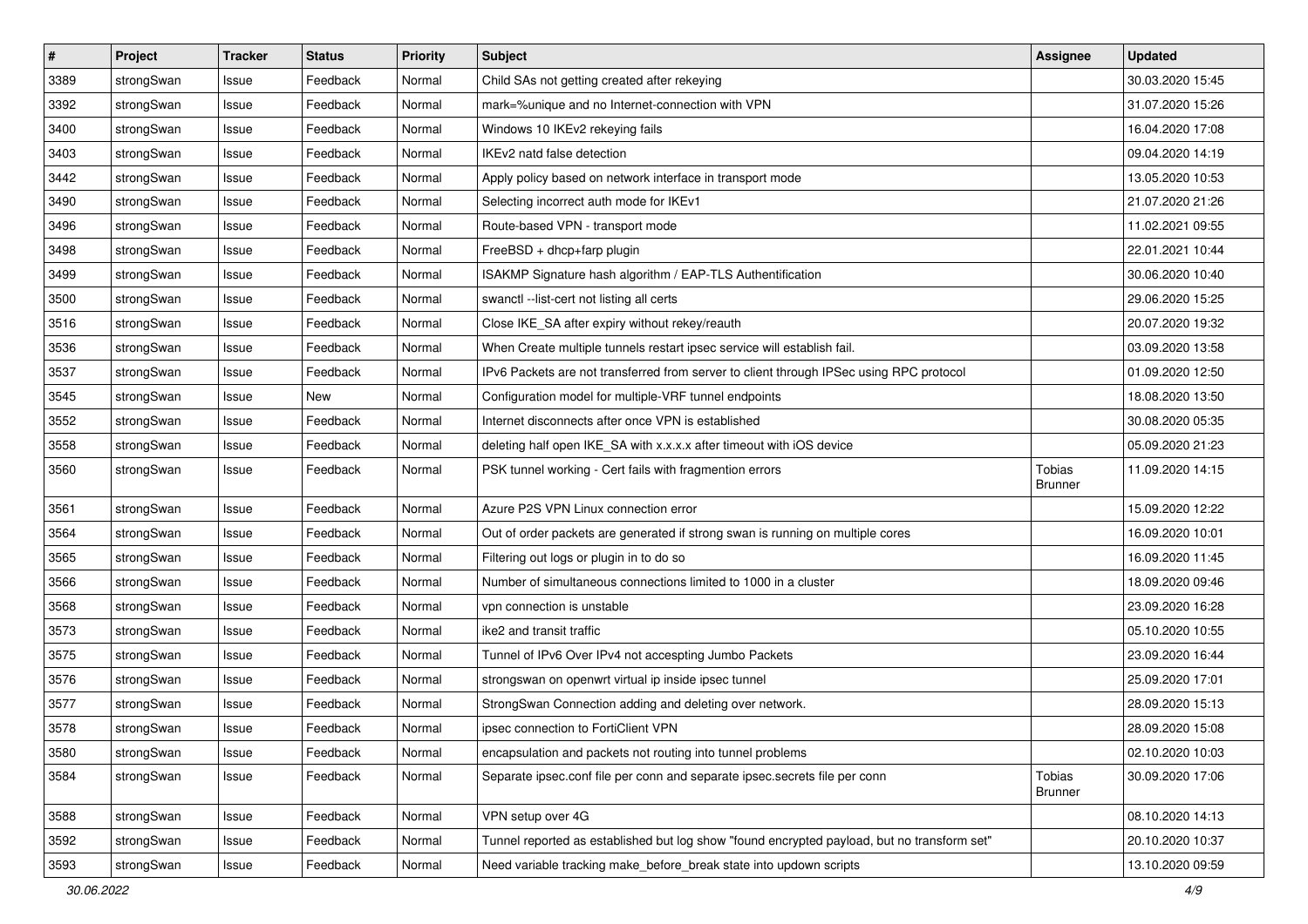| # | Project | Tracker | Status | Priority | Subject | Assignee | Updated |
|---|---|---|---|---|---|---|---|
| 3389 | strongSwan | Issue | Feedback | Normal | Child SAs not getting created after rekeying | | 30.03.2020 15:45 |
| 3392 | strongSwan | Issue | Feedback | Normal | mark=%unique and no Internet-connection with VPN | | 31.07.2020 15:26 |
| 3400 | strongSwan | Issue | Feedback | Normal | Windows 10 IKEv2 rekeying fails | | 16.04.2020 17:08 |
| 3403 | strongSwan | Issue | Feedback | Normal | IKEv2 natd false detection | | 09.04.2020 14:19 |
| 3442 | strongSwan | Issue | Feedback | Normal | Apply policy based on network interface in transport mode | | 13.05.2020 10:53 |
| 3490 | strongSwan | Issue | Feedback | Normal | Selecting incorrect auth mode for IKEv1 | | 21.07.2020 21:26 |
| 3496 | strongSwan | Issue | Feedback | Normal | Route-based VPN - transport mode | | 11.02.2021 09:55 |
| 3498 | strongSwan | Issue | Feedback | Normal | FreeBSD + dhcp+farp plugin | | 22.01.2021 10:44 |
| 3499 | strongSwan | Issue | Feedback | Normal | ISAKMP Signature hash algorithm / EAP-TLS Authentification | | 30.06.2020 10:40 |
| 3500 | strongSwan | Issue | Feedback | Normal | swanctl --list-cert not listing all certs | | 29.06.2020 15:25 |
| 3516 | strongSwan | Issue | Feedback | Normal | Close IKE_SA after expiry without rekey/reauth | | 20.07.2020 19:32 |
| 3536 | strongSwan | Issue | Feedback | Normal | When Create multiple tunnels restart ipsec service will establish fail. | | 03.09.2020 13:58 |
| 3537 | strongSwan | Issue | Feedback | Normal | IPv6 Packets are not transferred from server to client through IPSec using RPC protocol | | 01.09.2020 12:50 |
| 3545 | strongSwan | Issue | New | Normal | Configuration model for multiple-VRF tunnel endpoints | | 18.08.2020 13:50 |
| 3552 | strongSwan | Issue | Feedback | Normal | Internet disconnects after once VPN is established | | 30.08.2020 05:35 |
| 3558 | strongSwan | Issue | Feedback | Normal | deleting half open IKE_SA with x.x.x.x after timeout with iOS device | | 05.09.2020 21:23 |
| 3560 | strongSwan | Issue | Feedback | Normal | PSK tunnel working - Cert fails with fragmention errors | Tobias Brunner | 11.09.2020 14:15 |
| 3561 | strongSwan | Issue | Feedback | Normal | Azure P2S VPN Linux connection error | | 15.09.2020 12:22 |
| 3564 | strongSwan | Issue | Feedback | Normal | Out of order packets are generated if strong swan is running on multiple cores | | 16.09.2020 10:01 |
| 3565 | strongSwan | Issue | Feedback | Normal | Filtering out logs or plugin in to do so | | 16.09.2020 11:45 |
| 3566 | strongSwan | Issue | Feedback | Normal | Number of simultaneous connections limited to 1000 in a cluster | | 18.09.2020 09:46 |
| 3568 | strongSwan | Issue | Feedback | Normal | vpn connection is unstable | | 23.09.2020 16:28 |
| 3573 | strongSwan | Issue | Feedback | Normal | ike2 and transit traffic | | 05.10.2020 10:55 |
| 3575 | strongSwan | Issue | Feedback | Normal | Tunnel of IPv6 Over IPv4 not accespting Jumbo Packets | | 23.09.2020 16:44 |
| 3576 | strongSwan | Issue | Feedback | Normal | strongswan on openwrt virtual ip inside ipsec tunnel | | 25.09.2020 17:01 |
| 3577 | strongSwan | Issue | Feedback | Normal | StrongSwan Connection adding and deleting over network. | | 28.09.2020 15:13 |
| 3578 | strongSwan | Issue | Feedback | Normal | ipsec connection to FortiClient VPN | | 28.09.2020 15:08 |
| 3580 | strongSwan | Issue | Feedback | Normal | encapsulation and packets not routing into tunnel problems | | 02.10.2020 10:03 |
| 3584 | strongSwan | Issue | Feedback | Normal | Separate ipsec.conf file per conn and separate ipsec.secrets file per conn | Tobias Brunner | 30.09.2020 17:06 |
| 3588 | strongSwan | Issue | Feedback | Normal | VPN setup over 4G | | 08.10.2020 14:13 |
| 3592 | strongSwan | Issue | Feedback | Normal | Tunnel reported as established but log show "found encrypted payload, but no transform set" | | 20.10.2020 10:37 |
| 3593 | strongSwan | Issue | Feedback | Normal | Need variable tracking make_before_break state into updown scripts | | 13.10.2020 09:59 |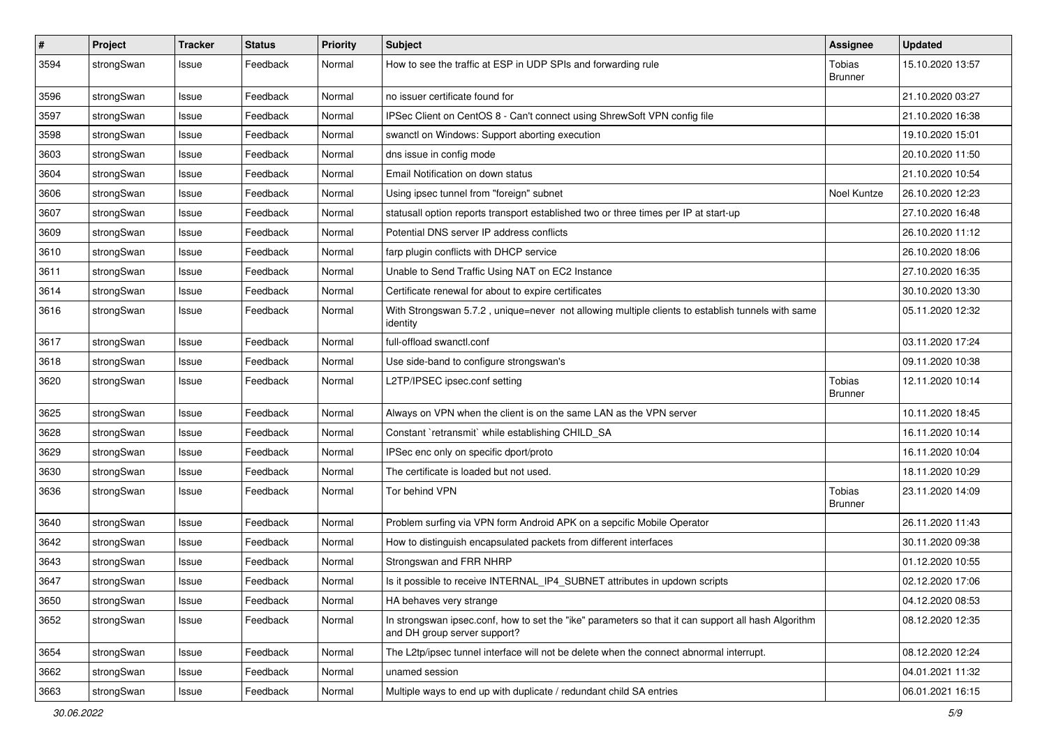| # | Project | Tracker | Status | Priority | Subject | Assignee | Updated |
|---|---|---|---|---|---|---|---|
| 3594 | strongSwan | Issue | Feedback | Normal | How to see the traffic at ESP in UDP SPIs and forwarding rule | Tobias Brunner | 15.10.2020 13:57 |
| 3596 | strongSwan | Issue | Feedback | Normal | no issuer certificate found for | | 21.10.2020 03:27 |
| 3597 | strongSwan | Issue | Feedback | Normal | IPSec Client on CentOS 8 - Can't connect using ShrewSoft VPN config file | | 21.10.2020 16:38 |
| 3598 | strongSwan | Issue | Feedback | Normal | swanctl on Windows: Support aborting execution | | 19.10.2020 15:01 |
| 3603 | strongSwan | Issue | Feedback | Normal | dns issue in config mode | | 20.10.2020 11:50 |
| 3604 | strongSwan | Issue | Feedback | Normal | Email Notification on down status | | 21.10.2020 10:54 |
| 3606 | strongSwan | Issue | Feedback | Normal | Using ipsec tunnel from "foreign" subnet | Noel Kuntze | 26.10.2020 12:23 |
| 3607 | strongSwan | Issue | Feedback | Normal | statusall option reports transport established two or three times per IP at start-up | | 27.10.2020 16:48 |
| 3609 | strongSwan | Issue | Feedback | Normal | Potential DNS server IP address conflicts | | 26.10.2020 11:12 |
| 3610 | strongSwan | Issue | Feedback | Normal | farp plugin conflicts with DHCP service | | 26.10.2020 18:06 |
| 3611 | strongSwan | Issue | Feedback | Normal | Unable to Send Traffic Using NAT on EC2 Instance | | 27.10.2020 16:35 |
| 3614 | strongSwan | Issue | Feedback | Normal | Certificate renewal for about to expire certificates | | 30.10.2020 13:30 |
| 3616 | strongSwan | Issue | Feedback | Normal | With Strongswan 5.7.2 , unique=never not allowing multiple clients to establish tunnels with same identity | | 05.11.2020 12:32 |
| 3617 | strongSwan | Issue | Feedback | Normal | full-offload swanctl.conf | | 03.11.2020 17:24 |
| 3618 | strongSwan | Issue | Feedback | Normal | Use side-band to configure strongswan's | | 09.11.2020 10:38 |
| 3620 | strongSwan | Issue | Feedback | Normal | L2TP/IPSEC ipsec.conf setting | Tobias Brunner | 12.11.2020 10:14 |
| 3625 | strongSwan | Issue | Feedback | Normal | Always on VPN when the client is on the same LAN as the VPN server | | 10.11.2020 18:45 |
| 3628 | strongSwan | Issue | Feedback | Normal | Constant `retransmit` while establishing CHILD_SA | | 16.11.2020 10:14 |
| 3629 | strongSwan | Issue | Feedback | Normal | IPSec enc only on specific dport/proto | | 16.11.2020 10:04 |
| 3630 | strongSwan | Issue | Feedback | Normal | The certificate is loaded but not used. | | 18.11.2020 10:29 |
| 3636 | strongSwan | Issue | Feedback | Normal | Tor behind VPN | Tobias Brunner | 23.11.2020 14:09 |
| 3640 | strongSwan | Issue | Feedback | Normal | Problem surfing via VPN form Android APK on a sepcific Mobile Operator | | 26.11.2020 11:43 |
| 3642 | strongSwan | Issue | Feedback | Normal | How to distinguish encapsulated packets from different interfaces | | 30.11.2020 09:38 |
| 3643 | strongSwan | Issue | Feedback | Normal | Strongswan and FRR NHRP | | 01.12.2020 10:55 |
| 3647 | strongSwan | Issue | Feedback | Normal | Is it possible to receive INTERNAL_IP4_SUBNET attributes in updown scripts | | 02.12.2020 17:06 |
| 3650 | strongSwan | Issue | Feedback | Normal | HA behaves very strange | | 04.12.2020 08:53 |
| 3652 | strongSwan | Issue | Feedback | Normal | In strongswan ipsec.conf, how to set the "ike" parameters so that it can support all hash Algorithm and DH group server support? | | 08.12.2020 12:35 |
| 3654 | strongSwan | Issue | Feedback | Normal | The L2tp/ipsec tunnel interface will not be delete when the connect abnormal interrupt. | | 08.12.2020 12:24 |
| 3662 | strongSwan | Issue | Feedback | Normal | unamed session | | 04.01.2021 11:32 |
| 3663 | strongSwan | Issue | Feedback | Normal | Multiple ways to end up with duplicate / redundant child SA entries | | 06.01.2021 16:15 |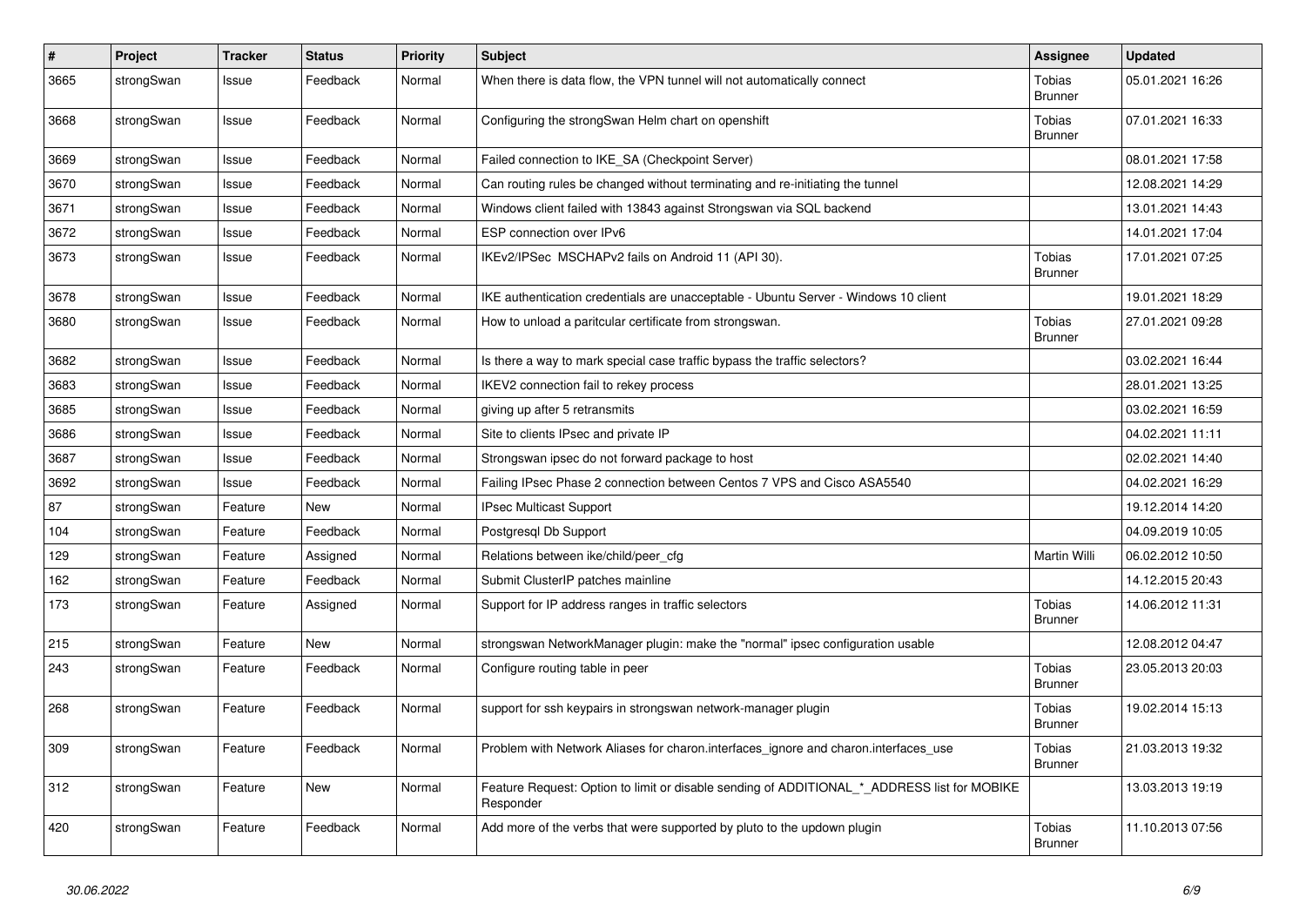| # | Project | Tracker | Status | Priority | Subject | Assignee | Updated |
|---|---|---|---|---|---|---|---|
| 3665 | strongSwan | Issue | Feedback | Normal | When there is data flow, the VPN tunnel will not automatically connect | Tobias Brunner | 05.01.2021 16:26 |
| 3668 | strongSwan | Issue | Feedback | Normal | Configuring the strongSwan Helm chart on openshift | Tobias Brunner | 07.01.2021 16:33 |
| 3669 | strongSwan | Issue | Feedback | Normal | Failed connection to IKE_SA (Checkpoint Server) | | 08.01.2021 17:58 |
| 3670 | strongSwan | Issue | Feedback | Normal | Can routing rules be changed without terminating and re-initiating the tunnel | | 12.08.2021 14:29 |
| 3671 | strongSwan | Issue | Feedback | Normal | Windows client failed with 13843 against Strongswan via SQL backend | | 13.01.2021 14:43 |
| 3672 | strongSwan | Issue | Feedback | Normal | ESP connection over IPv6 | | 14.01.2021 17:04 |
| 3673 | strongSwan | Issue | Feedback | Normal | IKEv2/IPSec MSCHAPv2 fails on Android 11 (API 30). | Tobias Brunner | 17.01.2021 07:25 |
| 3678 | strongSwan | Issue | Feedback | Normal | IKE authentication credentials are unacceptable - Ubuntu Server - Windows 10 client | | 19.01.2021 18:29 |
| 3680 | strongSwan | Issue | Feedback | Normal | How to unload a paritcular certificate from strongswan. | Tobias Brunner | 27.01.2021 09:28 |
| 3682 | strongSwan | Issue | Feedback | Normal | Is there a way to mark special case traffic bypass the traffic selectors? | | 03.02.2021 16:44 |
| 3683 | strongSwan | Issue | Feedback | Normal | IKEV2 connection fail to rekey process | | 28.01.2021 13:25 |
| 3685 | strongSwan | Issue | Feedback | Normal | giving up after 5 retransmits | | 03.02.2021 16:59 |
| 3686 | strongSwan | Issue | Feedback | Normal | Site to clients IPsec and private IP | | 04.02.2021 11:11 |
| 3687 | strongSwan | Issue | Feedback | Normal | Strongswan ipsec do not forward package to host | | 02.02.2021 14:40 |
| 3692 | strongSwan | Issue | Feedback | Normal | Failing IPsec Phase 2 connection between Centos 7 VPS and Cisco ASA5540 | | 04.02.2021 16:29 |
| 87 | strongSwan | Feature | New | Normal | IPsec Multicast Support | | 19.12.2014 14:20 |
| 104 | strongSwan | Feature | Feedback | Normal | Postgresql Db Support | | 04.09.2019 10:05 |
| 129 | strongSwan | Feature | Assigned | Normal | Relations between ike/child/peer_cfg | Martin Willi | 06.02.2012 10:50 |
| 162 | strongSwan | Feature | Feedback | Normal | Submit ClusterIP patches mainline | | 14.12.2015 20:43 |
| 173 | strongSwan | Feature | Assigned | Normal | Support for IP address ranges in traffic selectors | Tobias Brunner | 14.06.2012 11:31 |
| 215 | strongSwan | Feature | New | Normal | strongswan NetworkManager plugin: make the "normal" ipsec configuration usable | | 12.08.2012 04:47 |
| 243 | strongSwan | Feature | Feedback | Normal | Configure routing table in peer | Tobias Brunner | 23.05.2013 20:03 |
| 268 | strongSwan | Feature | Feedback | Normal | support for ssh keypairs in strongswan network-manager plugin | Tobias Brunner | 19.02.2014 15:13 |
| 309 | strongSwan | Feature | Feedback | Normal | Problem with Network Aliases for charon.interfaces_ignore and charon.interfaces_use | Tobias Brunner | 21.03.2013 19:32 |
| 312 | strongSwan | Feature | New | Normal | Feature Request: Option to limit or disable sending of ADDITIONAL_*_ADDRESS list for MOBIKE Responder | | 13.03.2013 19:19 |
| 420 | strongSwan | Feature | Feedback | Normal | Add more of the verbs that were supported by pluto to the updown plugin | Tobias Brunner | 11.10.2013 07:56 |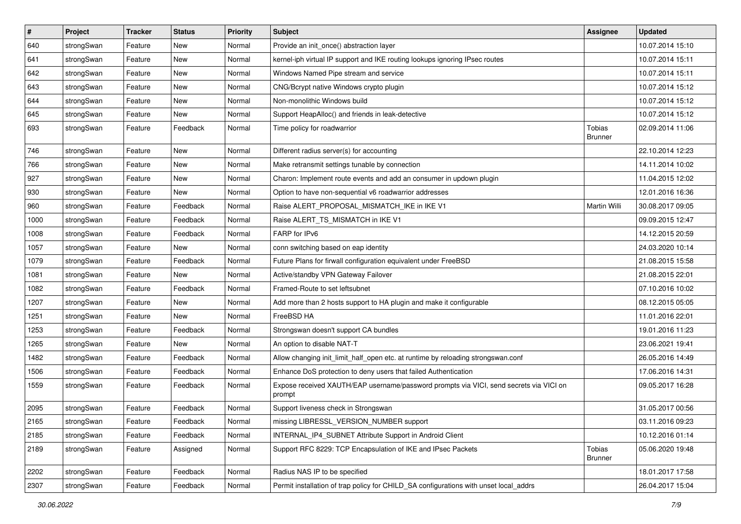| # | Project | Tracker | Status | Priority | Subject | Assignee | Updated |
|---|---|---|---|---|---|---|---|
| 640 | strongSwan | Feature | New | Normal | Provide an init_once() abstraction layer | | 10.07.2014 15:10 |
| 641 | strongSwan | Feature | New | Normal | kernel-iph virtual IP support and IKE routing lookups ignoring IPsec routes | | 10.07.2014 15:11 |
| 642 | strongSwan | Feature | New | Normal | Windows Named Pipe stream and service | | 10.07.2014 15:11 |
| 643 | strongSwan | Feature | New | Normal | CNG/Bcrypt native Windows crypto plugin | | 10.07.2014 15:12 |
| 644 | strongSwan | Feature | New | Normal | Non-monolithic Windows build | | 10.07.2014 15:12 |
| 645 | strongSwan | Feature | New | Normal | Support HeapAlloc() and friends in leak-detective | | 10.07.2014 15:12 |
| 693 | strongSwan | Feature | Feedback | Normal | Time policy for roadwarrior | Tobias Brunner | 02.09.2014 11:06 |
| 746 | strongSwan | Feature | New | Normal | Different radius server(s) for accounting | | 22.10.2014 12:23 |
| 766 | strongSwan | Feature | New | Normal | Make retransmit settings tunable by connection | | 14.11.2014 10:02 |
| 927 | strongSwan | Feature | New | Normal | Charon: Implement route events and add an consumer in updown plugin | | 11.04.2015 12:02 |
| 930 | strongSwan | Feature | New | Normal | Option to have non-sequential v6 roadwarrior addresses | | 12.01.2016 16:36 |
| 960 | strongSwan | Feature | Feedback | Normal | Raise ALERT_PROPOSAL_MISMATCH_IKE in IKE V1 | Martin Willi | 30.08.2017 09:05 |
| 1000 | strongSwan | Feature | Feedback | Normal | Raise ALERT_TS_MISMATCH in IKE V1 | | 09.09.2015 12:47 |
| 1008 | strongSwan | Feature | Feedback | Normal | FARP for IPv6 | | 14.12.2015 20:59 |
| 1057 | strongSwan | Feature | New | Normal | conn switching based on eap identity | | 24.03.2020 10:14 |
| 1079 | strongSwan | Feature | Feedback | Normal | Future Plans for firwall configuration equivalent under FreeBSD | | 21.08.2015 15:58 |
| 1081 | strongSwan | Feature | New | Normal | Active/standby VPN Gateway Failover | | 21.08.2015 22:01 |
| 1082 | strongSwan | Feature | Feedback | Normal | Framed-Route to set leftsubnet | | 07.10.2016 10:02 |
| 1207 | strongSwan | Feature | New | Normal | Add more than 2 hosts support to HA plugin and make it configurable | | 08.12.2015 05:05 |
| 1251 | strongSwan | Feature | New | Normal | FreeBSD HA | | 11.01.2016 22:01 |
| 1253 | strongSwan | Feature | Feedback | Normal | Strongswan doesn't support CA bundles | | 19.01.2016 11:23 |
| 1265 | strongSwan | Feature | New | Normal | An option to disable NAT-T | | 23.06.2021 19:41 |
| 1482 | strongSwan | Feature | Feedback | Normal | Allow changing init_limit_half_open etc. at runtime by reloading strongswan.conf | | 26.05.2016 14:49 |
| 1506 | strongSwan | Feature | Feedback | Normal | Enhance DoS protection to deny users that failed Authentication | | 17.06.2016 14:31 |
| 1559 | strongSwan | Feature | Feedback | Normal | Expose received XAUTH/EAP username/password prompts via VICI, send secrets via VICI on prompt | | 09.05.2017 16:28 |
| 2095 | strongSwan | Feature | Feedback | Normal | Support liveness check in Strongswan | | 31.05.2017 00:56 |
| 2165 | strongSwan | Feature | Feedback | Normal | missing LIBRESSL_VERSION_NUMBER support | | 03.11.2016 09:23 |
| 2185 | strongSwan | Feature | Feedback | Normal | INTERNAL_IP4_SUBNET Attribute Support in Android Client | | 10.12.2016 01:14 |
| 2189 | strongSwan | Feature | Assigned | Normal | Support RFC 8229: TCP Encapsulation of IKE and IPsec Packets | Tobias Brunner | 05.06.2020 19:48 |
| 2202 | strongSwan | Feature | Feedback | Normal | Radius NAS IP to be specified | | 18.01.2017 17:58 |
| 2307 | strongSwan | Feature | Feedback | Normal | Permit installation of trap policy for CHILD_SA configurations with unset local_addrs | | 26.04.2017 15:04 |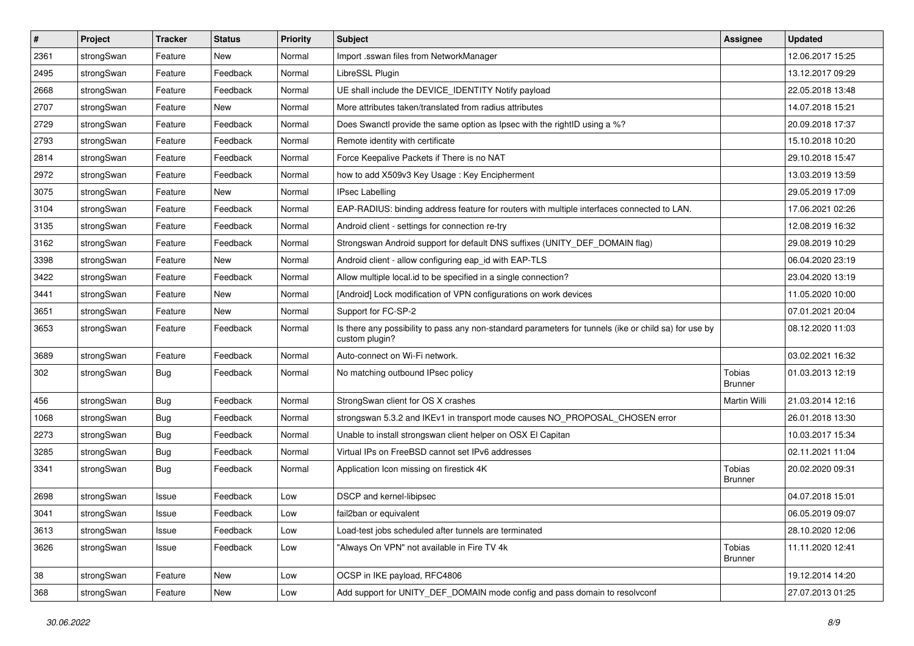| # | Project | Tracker | Status | Priority | Subject | Assignee | Updated |
|---|---|---|---|---|---|---|---|
| 2361 | strongSwan | Feature | New | Normal | Import .sswan files from NetworkManager | | 12.06.2017 15:25 |
| 2495 | strongSwan | Feature | Feedback | Normal | LibreSSL Plugin | | 13.12.2017 09:29 |
| 2668 | strongSwan | Feature | Feedback | Normal | UE shall include the DEVICE_IDENTITY Notify payload | | 22.05.2018 13:48 |
| 2707 | strongSwan | Feature | New | Normal | More attributes taken/translated from radius attributes | | 14.07.2018 15:21 |
| 2729 | strongSwan | Feature | Feedback | Normal | Does Swanctl provide the same option as Ipsec with the rightID using a %? | | 20.09.2018 17:37 |
| 2793 | strongSwan | Feature | Feedback | Normal | Remote identity with certificate | | 15.10.2018 10:20 |
| 2814 | strongSwan | Feature | Feedback | Normal | Force Keepalive Packets if There is no NAT | | 29.10.2018 15:47 |
| 2972 | strongSwan | Feature | Feedback | Normal | how to add X509v3 Key Usage : Key Encipherment | | 13.03.2019 13:59 |
| 3075 | strongSwan | Feature | New | Normal | IPsec Labelling | | 29.05.2019 17:09 |
| 3104 | strongSwan | Feature | Feedback | Normal | EAP-RADIUS: binding address feature for routers with multiple interfaces connected to LAN. | | 17.06.2021 02:26 |
| 3135 | strongSwan | Feature | Feedback | Normal | Android client - settings for connection re-try | | 12.08.2019 16:32 |
| 3162 | strongSwan | Feature | Feedback | Normal | Strongswan Android support for default DNS suffixes (UNITY_DEF_DOMAIN flag) | | 29.08.2019 10:29 |
| 3398 | strongSwan | Feature | New | Normal | Android client - allow configuring eap_id with EAP-TLS | | 06.04.2020 23:19 |
| 3422 | strongSwan | Feature | Feedback | Normal | Allow multiple local.id to be specified in a single connection? | | 23.04.2020 13:19 |
| 3441 | strongSwan | Feature | New | Normal | [Android] Lock modification of VPN configurations on work devices | | 11.05.2020 10:00 |
| 3651 | strongSwan | Feature | New | Normal | Support for FC-SP-2 | | 07.01.2021 20:04 |
| 3653 | strongSwan | Feature | Feedback | Normal | Is there any possibility to pass any non-standard parameters for tunnels (ike or child sa) for use by custom plugin? | | 08.12.2020 11:03 |
| 3689 | strongSwan | Feature | Feedback | Normal | Auto-connect on Wi-Fi network. | | 03.02.2021 16:32 |
| 302 | strongSwan | Bug | Feedback | Normal | No matching outbound IPsec policy | Tobias Brunner | 01.03.2013 12:19 |
| 456 | strongSwan | Bug | Feedback | Normal | StrongSwan client for OS X crashes | Martin Willi | 21.03.2014 12:16 |
| 1068 | strongSwan | Bug | Feedback | Normal | strongswan 5.3.2 and IKEv1 in transport mode causes NO_PROPOSAL_CHOSEN error | | 26.01.2018 13:30 |
| 2273 | strongSwan | Bug | Feedback | Normal | Unable to install strongswan client helper on OSX El Capitan | | 10.03.2017 15:34 |
| 3285 | strongSwan | Bug | Feedback | Normal | Virtual IPs on FreeBSD cannot set IPv6 addresses | | 02.11.2021 11:04 |
| 3341 | strongSwan | Bug | Feedback | Normal | Application Icon missing on firestick 4K | Tobias Brunner | 20.02.2020 09:31 |
| 2698 | strongSwan | Issue | Feedback | Low | DSCP and kernel-libipsec | | 04.07.2018 15:01 |
| 3041 | strongSwan | Issue | Feedback | Low | fail2ban or equivalent | | 06.05.2019 09:07 |
| 3613 | strongSwan | Issue | Feedback | Low | Load-test jobs scheduled after tunnels are terminated | | 28.10.2020 12:06 |
| 3626 | strongSwan | Issue | Feedback | Low | "Always On VPN" not available in Fire TV 4k | Tobias Brunner | 11.11.2020 12:41 |
| 38 | strongSwan | Feature | New | Low | OCSP in IKE payload, RFC4806 | | 19.12.2014 14:20 |
| 368 | strongSwan | Feature | New | Low | Add support for UNITY_DEF_DOMAIN mode config and pass domain to resolvconf | | 27.07.2013 01:25 |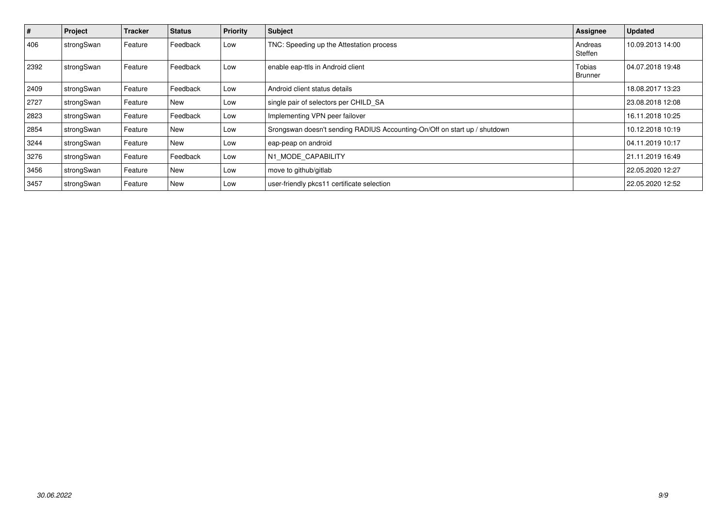| # | Project | Tracker | Status | Priority | Subject | Assignee | Updated |
|---|---|---|---|---|---|---|---|
| 406 | strongSwan | Feature | Feedback | Low | TNC: Speeding up the Attestation process | Andreas Steffen | 10.09.2013 14:00 |
| 2392 | strongSwan | Feature | Feedback | Low | enable eap-ttls in Android client | Tobias Brunner | 04.07.2018 19:48 |
| 2409 | strongSwan | Feature | Feedback | Low | Android client status details | | 18.08.2017 13:23 |
| 2727 | strongSwan | Feature | New | Low | single pair of selectors per CHILD_SA | | 23.08.2018 12:08 |
| 2823 | strongSwan | Feature | Feedback | Low | Implementing VPN peer failover | | 16.11.2018 10:25 |
| 2854 | strongSwan | Feature | New | Low | Srongswan doesn't sending RADIUS Accounting-On/Off on start up / shutdown | | 10.12.2018 10:19 |
| 3244 | strongSwan | Feature | New | Low | eap-peap on android | | 04.11.2019 10:17 |
| 3276 | strongSwan | Feature | Feedback | Low | N1_MODE_CAPABILITY | | 21.11.2019 16:49 |
| 3456 | strongSwan | Feature | New | Low | move to github/gitlab | | 22.05.2020 12:27 |
| 3457 | strongSwan | Feature | New | Low | user-friendly pkcs11 certificate selection | | 22.05.2020 12:52 |